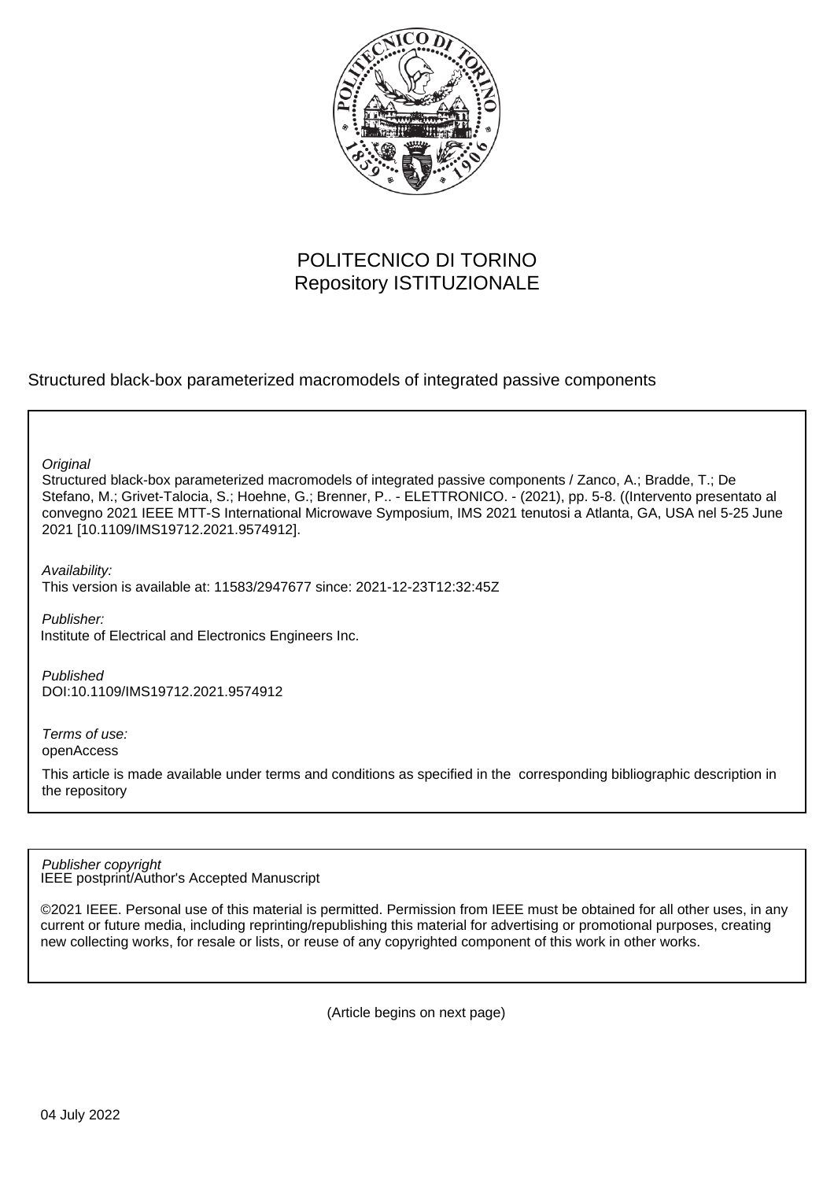POLITECNICO DI TORINO
Repository ISTITUZIONALE

Structured black-box parameterized macromodels of integrated passive components

*Original*
Structured black-box parameterized macromodels of integrated passive components / Zanco, A.; Bradde, T.; De Stefano, M.; Grivet-Talocia, S.; Hoehne, G.; Brenner, P.. - ELETTRONICO. - (2021), pp. 5-8. ((Intervento presentato al convegno 2021 IEEE MTT-S International Microwave Symposium, IMS 2021 tenutosi a Atlanta, GA, USA nel 5-25 June 2021 [10.1109/IMS19712.2021.9574912].

*Availability:*
This version is available at: 11583/2947677 since: 2021-12-23T12:32:45Z

*Publisher:*
Institute of Electrical and Electronics Engineers Inc.

*Published*
DOI:10.1109/IMS19712.2021.9574912

*Terms of use:*
openAccess

This article is made available under terms and conditions as specified in the corresponding bibliographic description in the repository

*Publisher copyright*
IEEE postprint/Author's Accepted Manuscript

©2021 IEEE. Personal use of this material is permitted. Permission from IEEE must be obtained for all other uses, in any current or future media, including reprinting/republishing this material for advertising or promotional purposes, creating new collecting works, for resale or lists, or reuse of any copyrighted component of this work in other works.

(Article begins on next page)

04 July 2022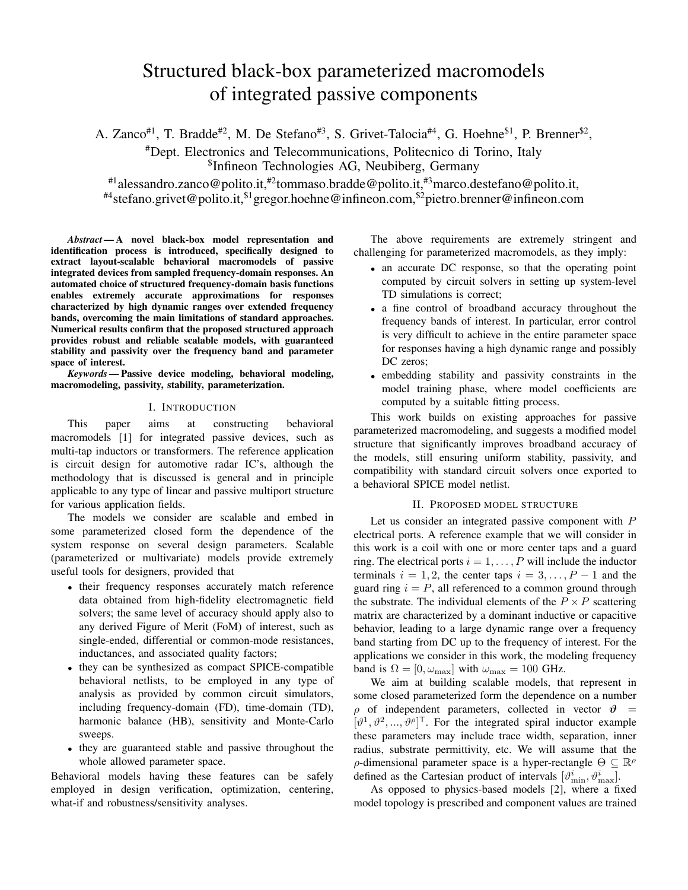# Structured black-box parameterized macromodels of integrated passive components

A. Zanco#1, T. Bradde#2, M. De Stefano#3, S. Grivet-Talocia#4, G. Hoehne$1, P. Brenner$2,

#Dept. Electronics and Telecommunications, Politecnico di Torino, Italy

$Infineon Technologies AG, Neubiberg, Germany

#1alessandro.zanco@polito.it,#2tommaso.bradde@polito.it,#3marco.destefano@polito.it,
#4stefano.grivet@polito.it,$1gregor.hoehne@infineon.com,$2pietro.brenner@infineon.com

***Abstract* — A novel black-box model representation and identification process is introduced, specifically designed to extract layout-scalable behavioral macromodels of passive integrated devices from sampled frequency-domain responses. An automated choice of structured frequency-domain basis functions enables extremely accurate approximations for responses characterized by high dynamic ranges over extended frequency bands, overcoming the main limitations of standard approaches. Numerical results confirm that the proposed structured approach provides robust and reliable scalable models, with guaranteed stability and passivity over the frequency band and parameter space of interest.**

***Keywords* — Passive device modeling, behavioral modeling, macromodeling, passivity, stability, parameterization.**

## I. Introduction

This paper aims at constructing behavioral macromodels [1] for integrated passive devices, such as multi-tap inductors or transformers. The reference application is circuit design for automotive radar IC's, although the methodology that is discussed is general and in principle applicable to any type of linear and passive multiport structure for various application fields.

The models we consider are scalable and embed in some parameterized closed form the dependence of the system response on several design parameters. Scalable (parameterized or multivariate) models provide extremely useful tools for designers, provided that

- their frequency responses accurately match reference data obtained from high-fidelity electromagnetic field solvers; the same level of accuracy should apply also to any derived Figure of Merit (FoM) of interest, such as single-ended, differential or common-mode resistances, inductances, and associated quality factors;
- they can be synthesized as compact SPICE-compatible behavioral netlists, to be employed in any type of analysis as provided by common circuit simulators, including frequency-domain (FD), time-domain (TD), harmonic balance (HB), sensitivity and Monte-Carlo sweeps.
- they are guaranteed stable and passive throughout the whole allowed parameter space.

Behavioral models having these features can be safely employed in design verification, optimization, centering, what-if and robustness/sensitivity analyses.

The above requirements are extremely stringent and challenging for parameterized macromodels, as they imply:

- an accurate DC response, so that the operating point computed by circuit solvers in setting up system-level TD simulations is correct;
- a fine control of broadband accuracy throughout the frequency bands of interest. In particular, error control is very difficult to achieve in the entire parameter space for responses having a high dynamic range and possibly DC zeros;
- embedding stability and passivity constraints in the model training phase, where model coefficients are computed by a suitable fitting process.

This work builds on existing approaches for passive parameterized macromodeling, and suggests a modified model structure that significantly improves broadband accuracy of the models, still ensuring uniform stability, passivity, and compatibility with standard circuit solvers once exported to a behavioral SPICE model netlist.

## II. Proposed model structure

Let us consider an integrated passive component with $P$ electrical ports. A reference example that we will consider in this work is a coil with one or more center taps and a guard ring. The electrical ports $i = 1, \ldots, P$ will include the inductor terminals $i = 1, 2$, the center taps $i = 3, \ldots, P-1$ and the guard ring $i = P$, all referenced to a common ground through the substrate. The individual elements of the $P \times P$ scattering matrix are characterized by a dominant inductive or capacitive behavior, leading to a large dynamic range over a frequency band starting from DC up to the frequency of interest. For the applications we consider in this work, the modeling frequency band is $\Omega = [0, \omega_{\max}]$ with $\omega_{\max} = 100$ GHz.

We aim at building scalable models, that represent in some closed parameterized form the dependence on a number $\rho$ of independent parameters, collected in vector $\boldsymbol{\vartheta} = [\vartheta^1, \vartheta^2, ..., \vartheta^\rho]^\mathsf{T}$. For the integrated spiral inductor example these parameters may include trace width, separation, inner radius, substrate permittivity, etc. We will assume that the $\rho$-dimensional parameter space is a hyper-rectangle $\Theta \subseteq \mathbb{R}^\rho$ defined as the Cartesian product of intervals $[\vartheta^i_{\min}, \vartheta^i_{\max}]$.

As opposed to physics-based models [2], where a fixed model topology is prescribed and component values are trained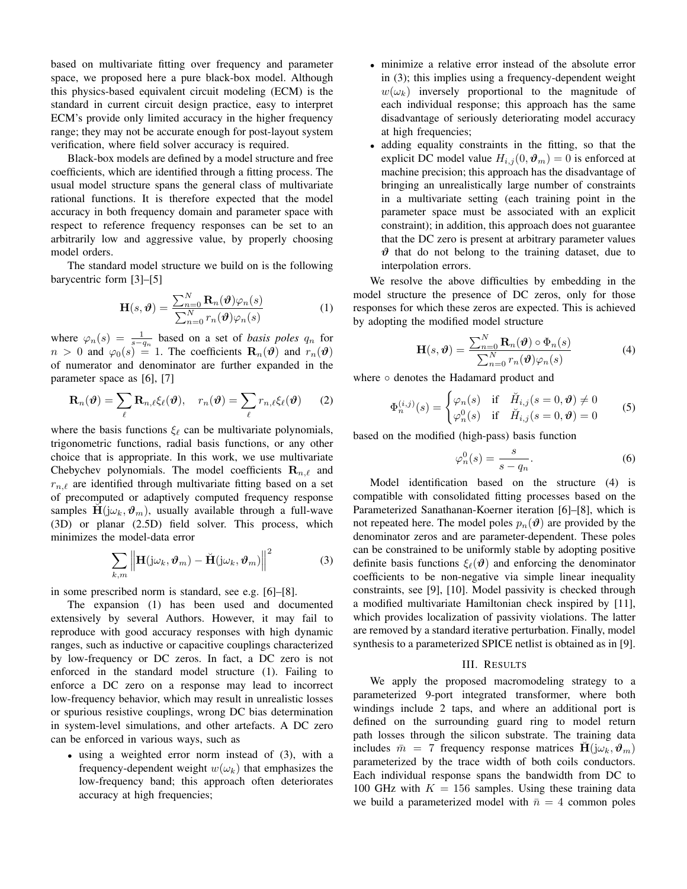based on multivariate fitting over frequency and parameter space, we proposed here a pure black-box model. Although this physics-based equivalent circuit modeling (ECM) is the standard in current circuit design practice, easy to interpret ECM's provide only limited accuracy in the higher frequency range; they may not be accurate enough for post-layout system verification, where field solver accuracy is required.

Black-box models are defined by a model structure and free coefficients, which are identified through a fitting process. The usual model structure spans the general class of multivariate rational functions. It is therefore expected that the model accuracy in both frequency domain and parameter space with respect to reference frequency responses can be set to an arbitrarily low and aggressive value, by properly choosing model orders.

The standard model structure we build on is the following barycentric form [3]–[5]

$$\mathbf{H}(s,\boldsymbol{\vartheta}) = \frac{\sum_{n=0}^{N} \mathbf{R}_n(\boldsymbol{\vartheta})\varphi_n(s)}{\sum_{n=0}^{N} r_n(\boldsymbol{\vartheta})\varphi_n(s)} \tag{1}$$

where $\varphi_n(s) = \frac{1}{s-q_n}$ based on a set of *basis poles* $q_n$ for $n > 0$ and $\varphi_0(s) = 1$. The coefficients $\mathbf{R}_n(\boldsymbol{\vartheta})$ and $r_n(\boldsymbol{\vartheta})$ of numerator and denominator are further expanded in the parameter space as [6], [7]

$$\mathbf{R}_n(\boldsymbol{\vartheta}) = \sum_{\ell} \mathbf{R}_{n,\ell}\xi_\ell(\boldsymbol{\vartheta}), \quad r_n(\boldsymbol{\vartheta}) = \sum_{\ell} r_{n,\ell}\xi_\ell(\boldsymbol{\vartheta}) \tag{2}$$

where the basis functions $\xi_\ell$ can be multivariate polynomials, trigonometric functions, radial basis functions, or any other choice that is appropriate. In this work, we use multivariate Chebychev polynomials. The model coefficients $\mathbf{R}_{n,\ell}$ and $r_{n,\ell}$ are identified through multivariate fitting based on a set of precomputed or adaptively computed frequency response samples $\breve{\mathbf{H}}(\mathrm{j}\omega_k, \boldsymbol{\vartheta}_m)$, usually available through a full-wave (3D) or planar (2.5D) field solver. This process, which minimizes the model-data error

$$\sum_{k,m} \left\| \mathbf{H}(\mathrm{j}\omega_k, \boldsymbol{\vartheta}_m) - \breve{\mathbf{H}}(\mathrm{j}\omega_k, \boldsymbol{\vartheta}_m) \right\|^2 \tag{3}$$

in some prescribed norm is standard, see e.g. [6]–[8].

The expansion (1) has been used and documented extensively by several Authors. However, it may fail to reproduce with good accuracy responses with high dynamic ranges, such as inductive or capacitive couplings characterized by low-frequency or DC zeros. In fact, a DC zero is not enforced in the standard model structure (1). Failing to enforce a DC zero on a response may lead to incorrect low-frequency behavior, which may result in unrealistic losses or spurious resistive couplings, wrong DC bias determination in system-level simulations, and other artefacts. A DC zero can be enforced in various ways, such as

- using a weighted error norm instead of (3), with a frequency-dependent weight $w(\omega_k)$ that emphasizes the low-frequency band; this approach often deteriorates accuracy at high frequencies;
- minimize a relative error instead of the absolute error in (3); this implies using a frequency-dependent weight $w(\omega_k)$ inversely proportional to the magnitude of each individual response; this approach has the same disadvantage of seriously deteriorating model accuracy at high frequencies;
- adding equality constraints in the fitting, so that the explicit DC model value $H_{i,j}(0, \boldsymbol{\vartheta}_m) = 0$ is enforced at machine precision; this approach has the disadvantage of bringing an unrealistically large number of constraints in a multivariate setting (each training point in the parameter space must be associated with an explicit constraint); in addition, this approach does not guarantee that the DC zero is present at arbitrary parameter values $\boldsymbol{\vartheta}$ that do not belong to the training dataset, due to interpolation errors.

We resolve the above difficulties by embedding in the model structure the presence of DC zeros, only for those responses for which these zeros are expected. This is achieved by adopting the modified model structure

$$\mathbf{H}(s,\boldsymbol{\vartheta}) = \frac{\sum_{n=0}^{N} \mathbf{R}_n(\boldsymbol{\vartheta}) \circ \Phi_n(s)}{\sum_{n=0}^{N} r_n(\boldsymbol{\vartheta})\varphi_n(s)} \tag{4}$$

where $\circ$ denotes the Hadamard product and

$$\Phi_n^{(i,j)}(s) = \begin{cases} \varphi_n(s) & \text{if} \quad \breve{H}_{i,j}(s=0,\boldsymbol{\vartheta}) \neq 0 \\ \varphi_n^0(s) & \text{if} \quad \breve{H}_{i,j}(s=0,\boldsymbol{\vartheta}) = 0 \end{cases} \tag{5}$$

based on the modified (high-pass) basis function

$$\varphi_n^0(s) = \frac{s}{s-q_n}. \tag{6}$$

Model identification based on the structure (4) is compatible with consolidated fitting processes based on the Parameterized Sanathanan-Koerner iteration [6]–[8], which is not repeated here. The model poles $p_n(\boldsymbol{\vartheta})$ are provided by the denominator zeros and are parameter-dependent. These poles can be constrained to be uniformly stable by adopting positive definite basis functions $\xi_\ell(\boldsymbol{\vartheta})$ and enforcing the denominator coefficients to be non-negative via simple linear inequality constraints, see [9], [10]. Model passivity is checked through a modified multivariate Hamiltonian check inspired by [11], which provides localization of passivity violations. The latter are removed by a standard iterative perturbation. Finally, model synthesis to a parameterized SPICE netlist is obtained as in [9].

## III. Results

We apply the proposed macromodeling strategy to a parameterized 9-port integrated transformer, where both windings include 2 taps, and where an additional port is defined on the surrounding guard ring to model return path losses through the silicon substrate. The training data includes $\bar{m} = 7$ frequency response matrices $\breve{\mathbf{H}}(\mathrm{j}\omega_k, \boldsymbol{\vartheta}_m)$ parameterized by the trace width of both coils conductors. Each individual response spans the bandwidth from DC to 100 GHz with $K = 156$ samples. Using these training data we build a parameterized model with $\bar{n} = 4$ common poles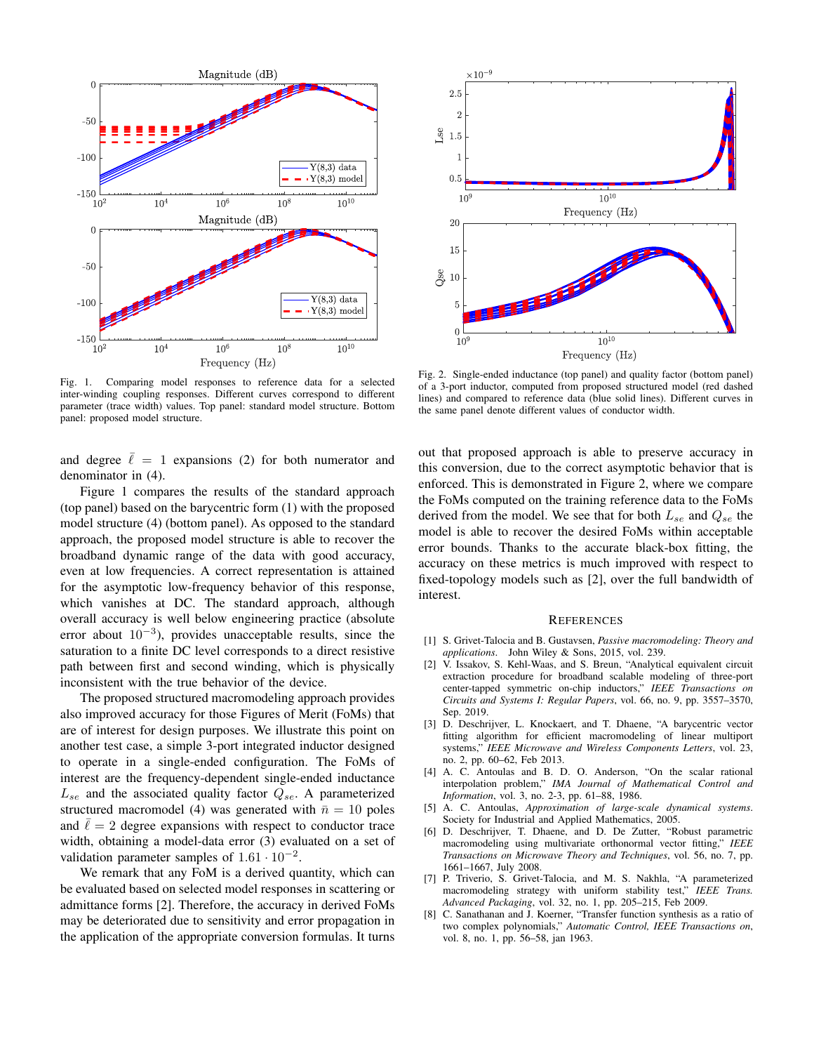Fig. 1. Comparing model responses to reference data for a selected inter-winding coupling responses. Different curves correspond to different parameter (trace width) values. Top panel: standard model structure. Bottom panel: proposed model structure.

Fig. 2. Single-ended inductance (top panel) and quality factor (bottom panel) of a 3-port inductor, computed from proposed structured model (red dashed lines) and compared to reference data (blue solid lines). Different curves in the same panel denote different values of conductor width.

and degree $\bar{\ell} = 1$ expansions (2) for both numerator and denominator in (4).

Figure 1 compares the results of the standard approach (top panel) based on the barycentric form (1) with the proposed model structure (4) (bottom panel). As opposed to the standard approach, the proposed model structure is able to recover the broadband dynamic range of the data with good accuracy, even at low frequencies. A correct representation is attained for the asymptotic low-frequency behavior of this response, which vanishes at DC. The standard approach, although overall accuracy is well below engineering practice (absolute error about $10^{-3}$), provides unacceptable results, since the saturation to a finite DC level corresponds to a direct resistive path between first and second winding, which is physically inconsistent with the true behavior of the device.

The proposed structured macromodeling approach provides also improved accuracy for those Figures of Merit (FoMs) that are of interest for design purposes. We illustrate this point on another test case, a simple 3-port integrated inductor designed to operate in a single-ended configuration. The FoMs of interest are the frequency-dependent single-ended inductance $L_{se}$ and the associated quality factor $Q_{se}$. A parameterized structured macromodel (4) was generated with $\bar{n} = 10$ poles and $\bar{\ell} = 2$ degree expansions with respect to conductor trace width, obtaining a model-data error (3) evaluated on a set of validation parameter samples of $1.61 \cdot 10^{-2}$.

We remark that any FoM is a derived quantity, which can be evaluated based on selected model responses in scattering or admittance forms [2]. Therefore, the accuracy in derived FoMs may be deteriorated due to sensitivity and error propagation in the application of the appropriate conversion formulas. It turns out that proposed approach is able to preserve accuracy in this conversion, due to the correct asymptotic behavior that is enforced. This is demonstrated in Figure 2, where we compare the FoMs computed on the training reference data to the FoMs derived from the model. We see that for both $L_{se}$ and $Q_{se}$ the model is able to recover the desired FoMs within acceptable error bounds. Thanks to the accurate black-box fitting, the accuracy on these metrics is much improved with respect to fixed-topology models such as [2], over the full bandwidth of interest.

## References

[1] S. Grivet-Talocia and B. Gustavsen, *Passive macromodeling: Theory and applications*. John Wiley & Sons, 2015, vol. 239.

[2] V. Issakov, S. Kehl-Waas, and S. Breun, "Analytical equivalent circuit extraction procedure for broadband scalable modeling of three-port center-tapped symmetric on-chip inductors," *IEEE Transactions on Circuits and Systems I: Regular Papers*, vol. 66, no. 9, pp. 3557–3570, Sep. 2019.

[3] D. Deschrijver, L. Knockaert, and T. Dhaene, "A barycentric vector fitting algorithm for efficient macromodeling of linear multiport systems," *IEEE Microwave and Wireless Components Letters*, vol. 23, no. 2, pp. 60–62, Feb 2013.

[4] A. C. Antoulas and B. D. O. Anderson, "On the scalar rational interpolation problem," *IMA Journal of Mathematical Control and Information*, vol. 3, no. 2-3, pp. 61–88, 1986.

[5] A. C. Antoulas, *Approximation of large-scale dynamical systems*. Society for Industrial and Applied Mathematics, 2005.

[6] D. Deschrijver, T. Dhaene, and D. De Zutter, "Robust parametric macromodeling using multivariate orthonormal vector fitting," *IEEE Transactions on Microwave Theory and Techniques*, vol. 56, no. 7, pp. 1661–1667, July 2008.

[7] P. Triverio, S. Grivet-Talocia, and M. S. Nakhla, "A parameterized macromodeling strategy with uniform stability test," *IEEE Trans. Advanced Packaging*, vol. 32, no. 1, pp. 205–215, Feb 2009.

[8] C. Sanathanan and J. Koerner, "Transfer function synthesis as a ratio of two complex polynomials," *Automatic Control, IEEE Transactions on*, vol. 8, no. 1, pp. 56–58, jan 1963.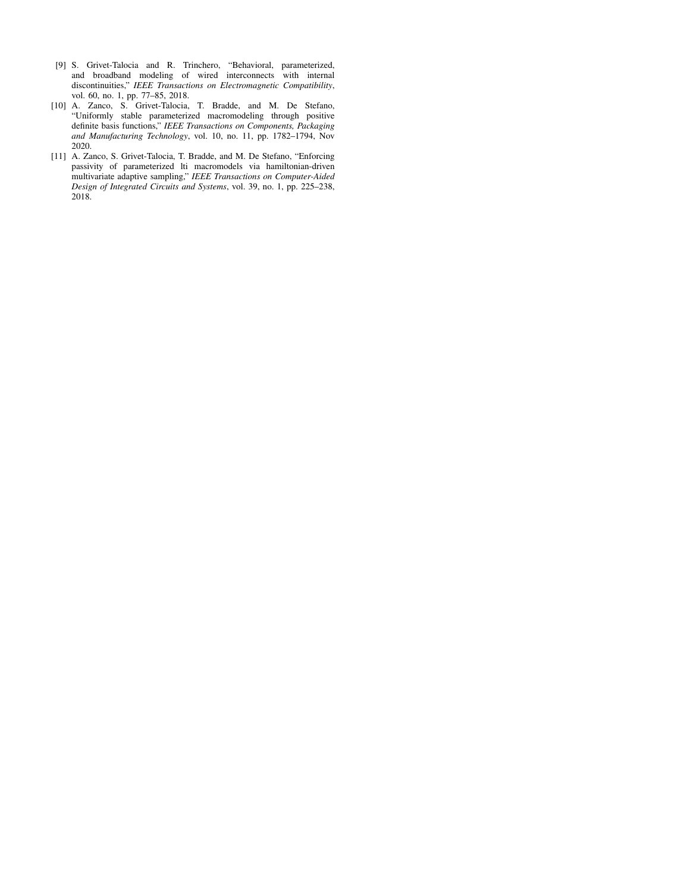[9] S. Grivet-Talocia and R. Trinchero, "Behavioral, parameterized, and broadband modeling of wired interconnects with internal discontinuities," *IEEE Transactions on Electromagnetic Compatibility*, vol. 60, no. 1, pp. 77–85, 2018.

[10] A. Zanco, S. Grivet-Talocia, T. Bradde, and M. De Stefano, "Uniformly stable parameterized macromodeling through positive definite basis functions," *IEEE Transactions on Components, Packaging and Manufacturing Technology*, vol. 10, no. 11, pp. 1782–1794, Nov 2020.

[11] A. Zanco, S. Grivet-Talocia, T. Bradde, and M. De Stefano, "Enforcing passivity of parameterized lti macromodels via hamiltonian-driven multivariate adaptive sampling," *IEEE Transactions on Computer-Aided Design of Integrated Circuits and Systems*, vol. 39, no. 1, pp. 225–238, 2018.